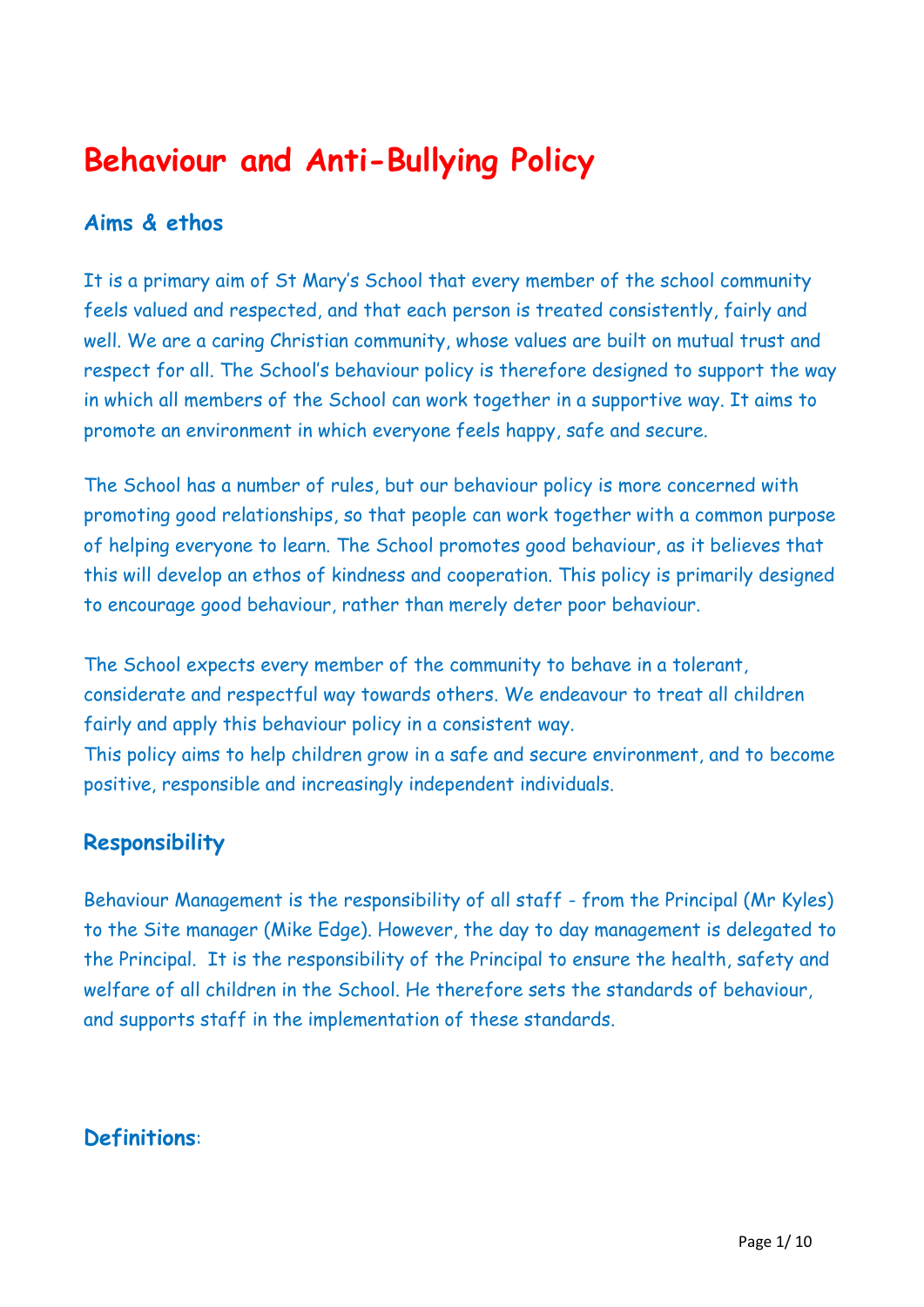# Behaviour and Anti-Bullying Policy

## Aims & ethos

It is a primary aim of St Mary's School that every member of the school community feels valued and respected, and that each person is treated consistently, fairly and well. We are a caring Christian community, whose values are built on mutual trust and respect for all. The School's behaviour policy is therefore designed to support the way in which all members of the School can work together in a supportive way. It aims to promote an environment in which everyone feels happy, safe and secure.

The School has a number of rules, but our behaviour policy is more concerned with promoting good relationships, so that people can work together with a common purpose of helping everyone to learn. The School promotes good behaviour, as it believes that this will develop an ethos of kindness and cooperation. This policy is primarily designed to encourage good behaviour, rather than merely deter poor behaviour.

The School expects every member of the community to behave in a tolerant, considerate and respectful way towards others. We endeavour to treat all children fairly and apply this behaviour policy in a consistent way.
This policy aims to help children grow in a safe and secure environment, and to become positive, responsible and increasingly independent individuals.

## Responsibility

Behaviour Management is the responsibility of all staff - from the Principal (Mr Kyles) to the Site manager (Mike Edge). However, the day to day management is delegated to the Principal. It is the responsibility of the Principal to ensure the health, safety and welfare of all children in the School. He therefore sets the standards of behaviour, and supports staff in the implementation of these standards.

## Definitions: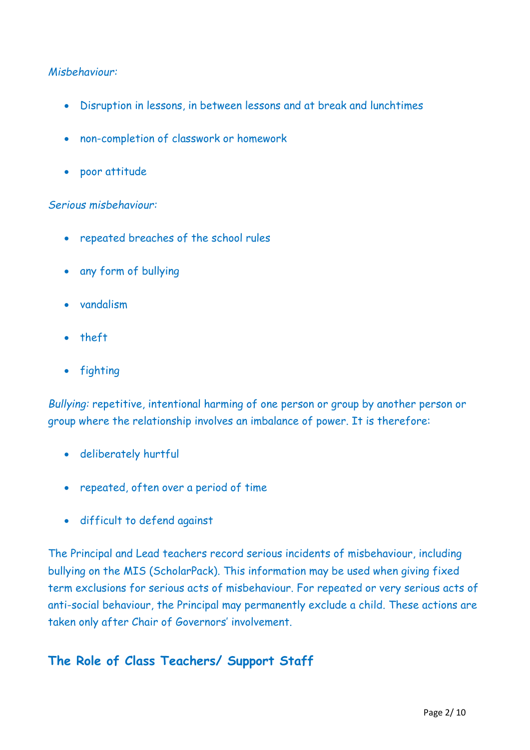*Misbehaviour:*

- Disruption in lessons, in between lessons and at break and lunchtimes
- non-completion of classwork or homework
- poor attitude

*Serious misbehaviour:*

- repeated breaches of the school rules
- any form of bullying
- vandalism
- theft
- fighting

*Bullying:* repetitive, intentional harming of one person or group by another person or group where the relationship involves an imbalance of power. It is therefore:

- deliberately hurtful
- repeated, often over a period of time
- difficult to defend against

The Principal and Lead teachers record serious incidents of misbehaviour, including bullying on the MIS (ScholarPack). This information may be used when giving fixed term exclusions for serious acts of misbehaviour. For repeated or very serious acts of anti-social behaviour, the Principal may permanently exclude a child. These actions are taken only after Chair of Governors' involvement.

## The Role of Class Teachers/ Support Staff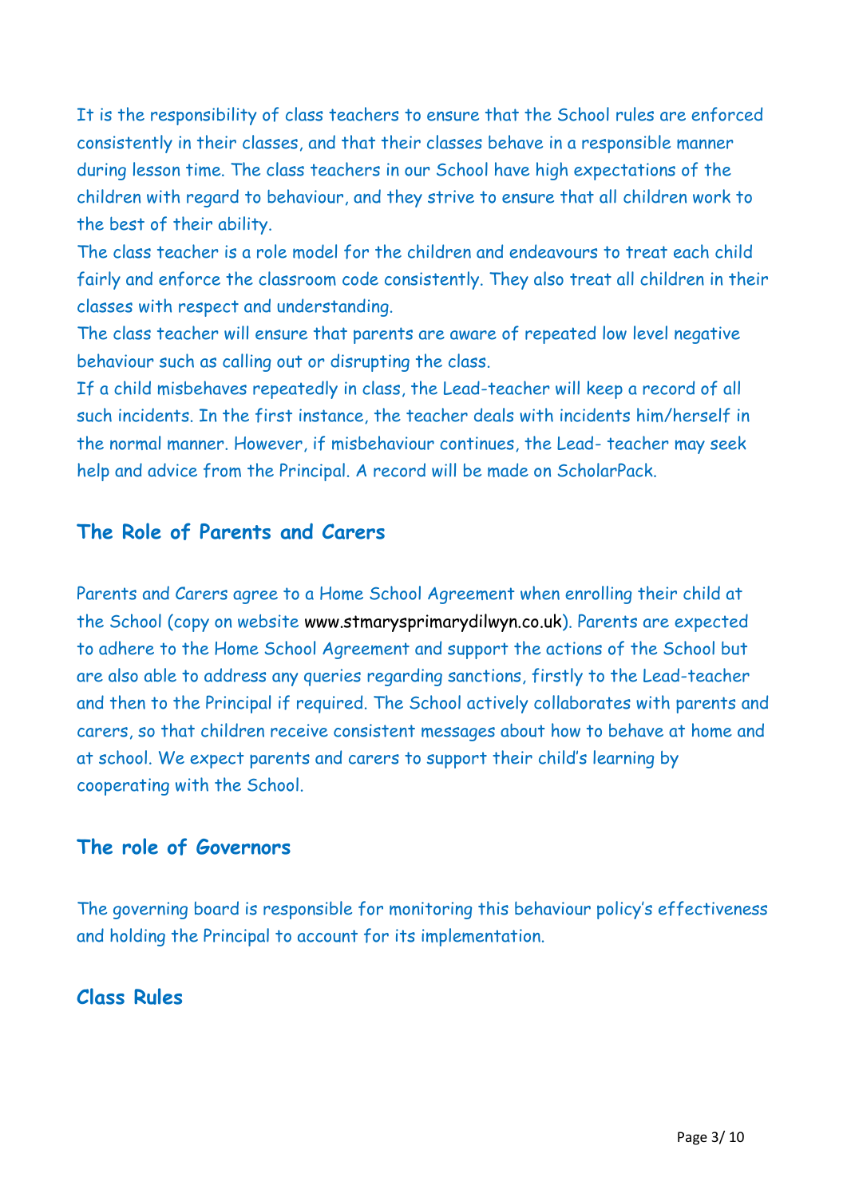It is the responsibility of class teachers to ensure that the School rules are enforced consistently in their classes, and that their classes behave in a responsible manner during lesson time. The class teachers in our School have high expectations of the children with regard to behaviour, and they strive to ensure that all children work to the best of their ability.

The class teacher is a role model for the children and endeavours to treat each child fairly and enforce the classroom code consistently. They also treat all children in their classes with respect and understanding.

The class teacher will ensure that parents are aware of repeated low level negative behaviour such as calling out or disrupting the class.

If a child misbehaves repeatedly in class, the Lead-teacher will keep a record of all such incidents. In the first instance, the teacher deals with incidents him/herself in the normal manner. However, if misbehaviour continues, the Lead- teacher may seek help and advice from the Principal. A record will be made on ScholarPack.

## The Role of Parents and Carers

Parents and Carers agree to a Home School Agreement when enrolling their child at the School (copy on website www.stmarysprimarydilwyn.co.uk). Parents are expected to adhere to the Home School Agreement and support the actions of the School but are also able to address any queries regarding sanctions, firstly to the Lead-teacher and then to the Principal if required. The School actively collaborates with parents and carers, so that children receive consistent messages about how to behave at home and at school. We expect parents and carers to support their child's learning by cooperating with the School.

## The role of Governors

The governing board is responsible for monitoring this behaviour policy's effectiveness and holding the Principal to account for its implementation.

## Class Rules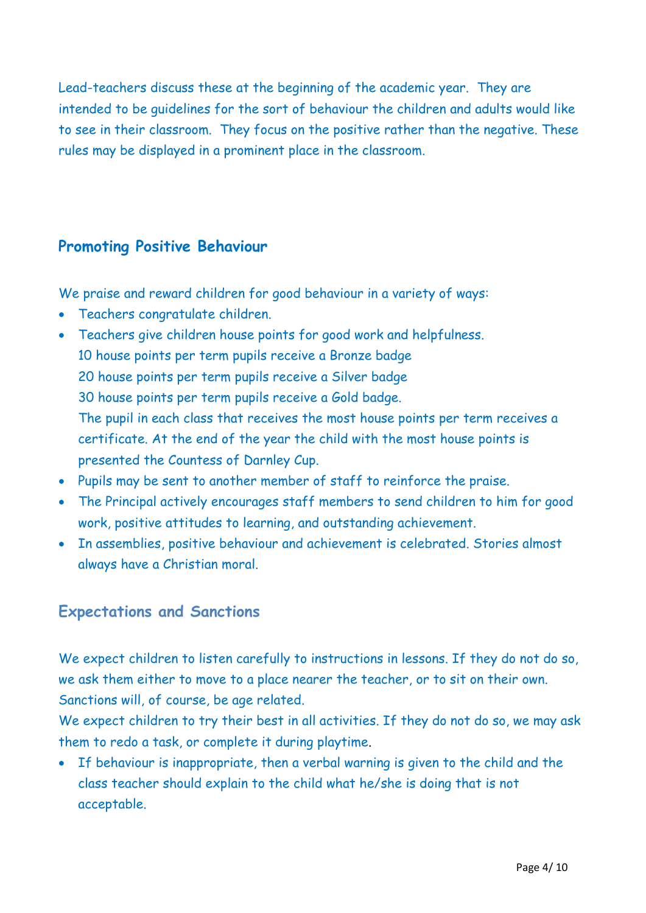Lead-teachers discuss these at the beginning of the academic year. They are intended to be guidelines for the sort of behaviour the children and adults would like to see in their classroom. They focus on the positive rather than the negative. These rules may be displayed in a prominent place in the classroom.

## Promoting Positive Behaviour

We praise and reward children for good behaviour in a variety of ways:

- Teachers congratulate children.
- Teachers give children house points for good work and helpfulness.
  10 house points per term pupils receive a Bronze badge
  20 house points per term pupils receive a Silver badge
  30 house points per term pupils receive a Gold badge.
  The pupil in each class that receives the most house points per term receives a certificate. At the end of the year the child with the most house points is presented the Countess of Darnley Cup.
- Pupils may be sent to another member of staff to reinforce the praise.
- The Principal actively encourages staff members to send children to him for good work, positive attitudes to learning, and outstanding achievement.
- In assemblies, positive behaviour and achievement is celebrated. Stories almost always have a Christian moral.

## Expectations and Sanctions

We expect children to listen carefully to instructions in lessons. If they do not do so, we ask them either to move to a place nearer the teacher, or to sit on their own. Sanctions will, of course, be age related.

We expect children to try their best in all activities. If they do not do so, we may ask them to redo a task, or complete it during playtime.

- If behaviour is inappropriate, then a verbal warning is given to the child and the class teacher should explain to the child what he/she is doing that is not acceptable.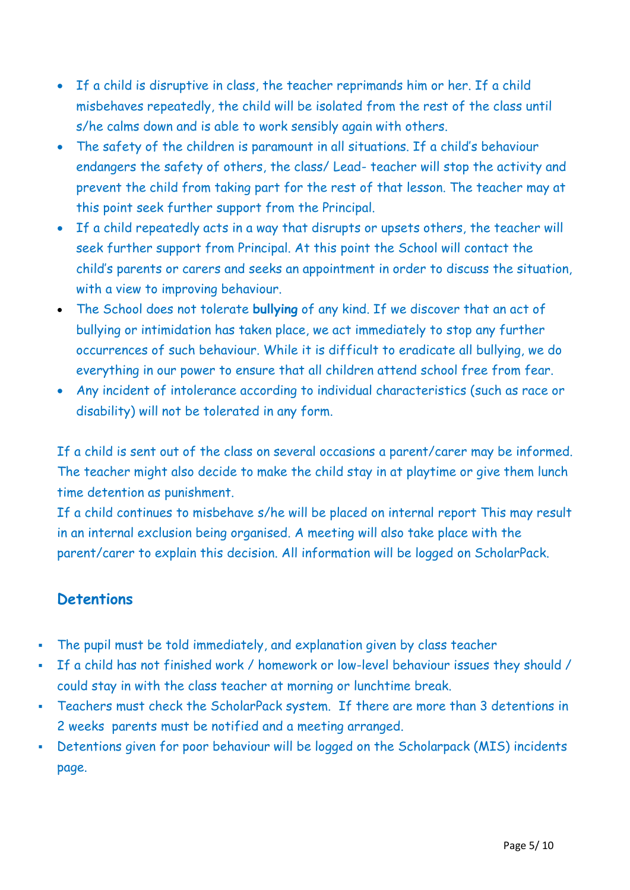- If a child is disruptive in class, the teacher reprimands him or her. If a child misbehaves repeatedly, the child will be isolated from the rest of the class until s/he calms down and is able to work sensibly again with others.
- The safety of the children is paramount in all situations. If a child's behaviour endangers the safety of others, the class/ Lead- teacher will stop the activity and prevent the child from taking part for the rest of that lesson. The teacher may at this point seek further support from the Principal.
- If a child repeatedly acts in a way that disrupts or upsets others, the teacher will seek further support from Principal. At this point the School will contact the child's parents or carers and seeks an appointment in order to discuss the situation, with a view to improving behaviour.
- The School does not tolerate **bullying** of any kind. If we discover that an act of bullying or intimidation has taken place, we act immediately to stop any further occurrences of such behaviour. While it is difficult to eradicate all bullying, we do everything in our power to ensure that all children attend school free from fear.
- Any incident of intolerance according to individual characteristics (such as race or disability) will not be tolerated in any form.

If a child is sent out of the class on several occasions a parent/carer may be informed. The teacher might also decide to make the child stay in at playtime or give them lunch time detention as punishment.
If a child continues to misbehave s/he will be placed on internal report This may result in an internal exclusion being organised. A meeting will also take place with the parent/carer to explain this decision. All information will be logged on ScholarPack.

## Detentions

- The pupil must be told immediately, and explanation given by class teacher
- If a child has not finished work / homework or low-level behaviour issues they should / could stay in with the class teacher at morning or lunchtime break.
- Teachers must check the ScholarPack system. If there are more than 3 detentions in 2 weeks parents must be notified and a meeting arranged.
- Detentions given for poor behaviour will be logged on the Scholarpack (MIS) incidents page.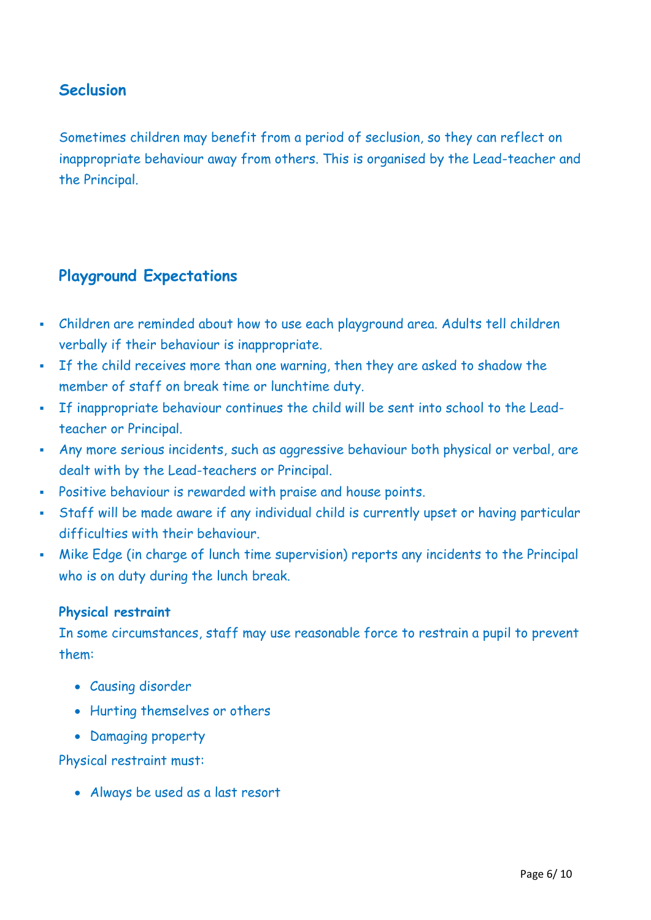## Seclusion

Sometimes children may benefit from a period of seclusion, so they can reflect on inappropriate behaviour away from others. This is organised by the Lead-teacher and the Principal.

## Playground Expectations

- Children are reminded about how to use each playground area. Adults tell children verbally if their behaviour is inappropriate.
- If the child receives more than one warning, then they are asked to shadow the member of staff on break time or lunchtime duty.
- If inappropriate behaviour continues the child will be sent into school to the Lead-teacher or Principal.
- Any more serious incidents, such as aggressive behaviour both physical or verbal, are dealt with by the Lead-teachers or Principal.
- Positive behaviour is rewarded with praise and house points.
- Staff will be made aware if any individual child is currently upset or having particular difficulties with their behaviour.
- Mike Edge (in charge of lunch time supervision) reports any incidents to the Principal who is on duty during the lunch break.

### Physical restraint

In some circumstances, staff may use reasonable force to restrain a pupil to prevent them:

- Causing disorder
- Hurting themselves or others
- Damaging property

Physical restraint must:

- Always be used as a last resort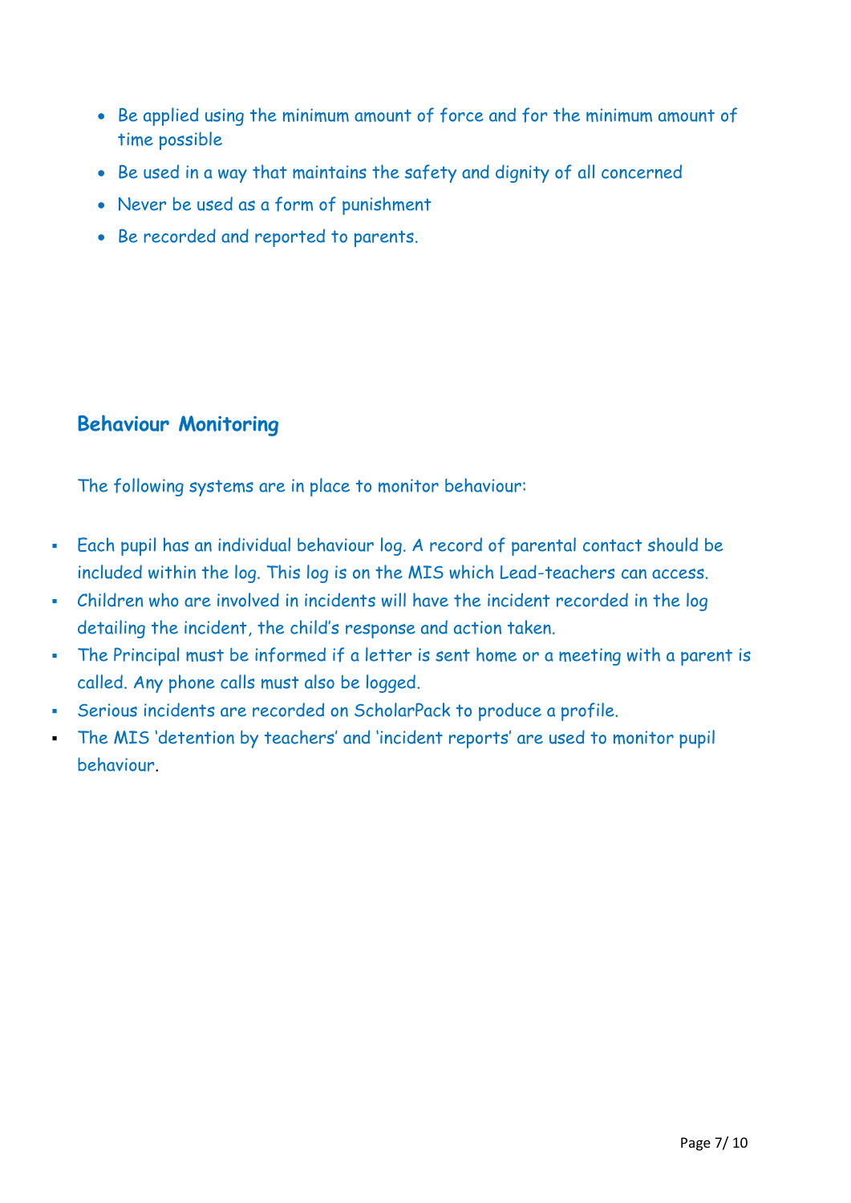- Be applied using the minimum amount of force and for the minimum amount of time possible
- Be used in a way that maintains the safety and dignity of all concerned
- Never be used as a form of punishment
- Be recorded and reported to parents.

## Behaviour Monitoring

The following systems are in place to monitor behaviour:

- Each pupil has an individual behaviour log. A record of parental contact should be included within the log. This log is on the MIS which Lead-teachers can access.
- Children who are involved in incidents will have the incident recorded in the log detailing the incident, the child's response and action taken.
- The Principal must be informed if a letter is sent home or a meeting with a parent is called. Any phone calls must also be logged.
- Serious incidents are recorded on ScholarPack to produce a profile.
- The MIS 'detention by teachers' and 'incident reports' are used to monitor pupil behaviour.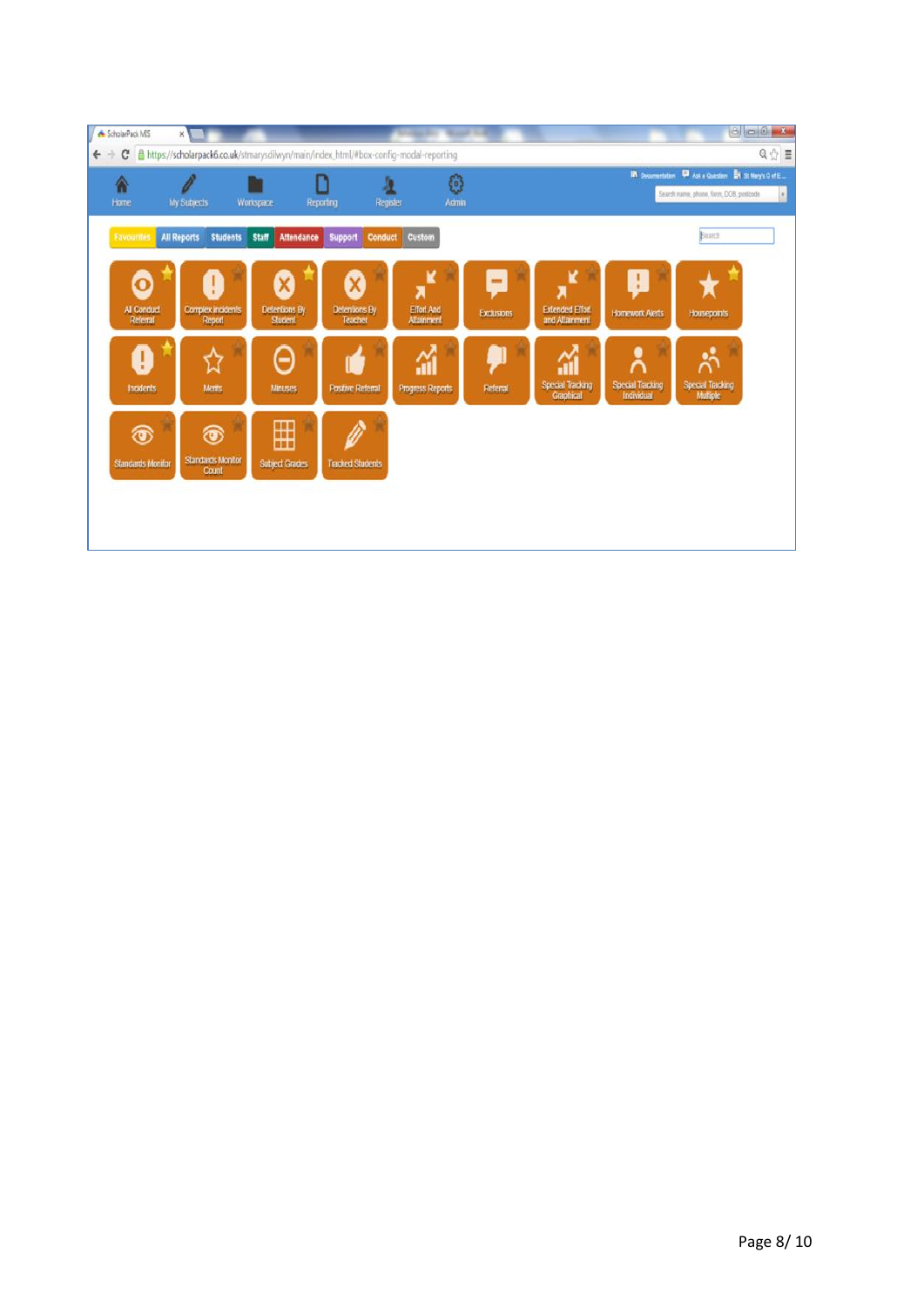Favourites | All Reports | Students | Staff | Attendance | Support | Conduct | Custom

- All Conduct Referral
- Complex incidents Report
- Detentions By Student
- Detentions By Teacher
- Effort And Attainment
- Exclusions
- Extended Effort and Attainment
- Homework Alerts
- Housepoints
- Incidents
- Merits
- Minuses
- Positive Referral
- Progress Reports
- Referral
- Special Tracking Graphical
- Special Tracking Individual
- Special Tracking Multiple
- Standards Monitor
- Standards Monitor Count
- Subject Grades
- Tracked Students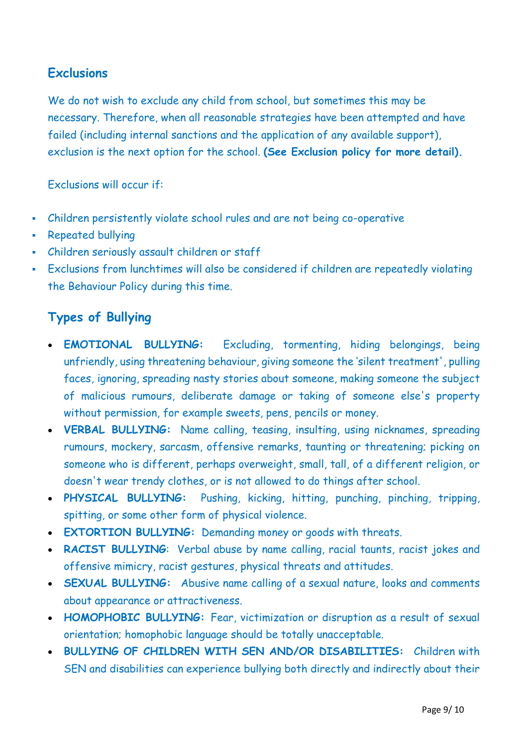## Exclusions

We do not wish to exclude any child from school, but sometimes this may be necessary. Therefore, when all reasonable strategies have been attempted and have failed (including internal sanctions and the application of any available support), exclusion is the next option for the school. **(See Exclusion policy for more detail).**

Exclusions will occur if:

- Children persistently violate school rules and are not being co-operative
- Repeated bullying
- Children seriously assault children or staff
- Exclusions from lunchtimes will also be considered if children are repeatedly violating the Behaviour Policy during this time.

## Types of Bullying

- **EMOTIONAL BULLYING:** Excluding, tormenting, hiding belongings, being unfriendly, using threatening behaviour, giving someone the 'silent treatment', pulling faces, ignoring, spreading nasty stories about someone, making someone the subject of malicious rumours, deliberate damage or taking of someone else's property without permission, for example sweets, pens, pencils or money.
- **VERBAL BULLYING:** Name calling, teasing, insulting, using nicknames, spreading rumours, mockery, sarcasm, offensive remarks, taunting or threatening; picking on someone who is different, perhaps overweight, small, tall, of a different religion, or doesn't wear trendy clothes, or is not allowed to do things after school.
- **PHYSICAL BULLYING:** Pushing, kicking, hitting, punching, pinching, tripping, spitting, or some other form of physical violence.
- **EXTORTION BULLYING:** Demanding money or goods with threats.
- **RACIST BULLYING**: Verbal abuse by name calling, racial taunts, racist jokes and offensive mimicry, racist gestures, physical threats and attitudes.
- **SEXUAL BULLYING:** Abusive name calling of a sexual nature, looks and comments about appearance or attractiveness.
- **HOMOPHOBIC BULLYING:** Fear, victimization or disruption as a result of sexual orientation; homophobic language should be totally unacceptable.
- **BULLYING OF CHILDREN WITH SEN AND/OR DISABILITIES:** Children with SEN and disabilities can experience bullying both directly and indirectly about their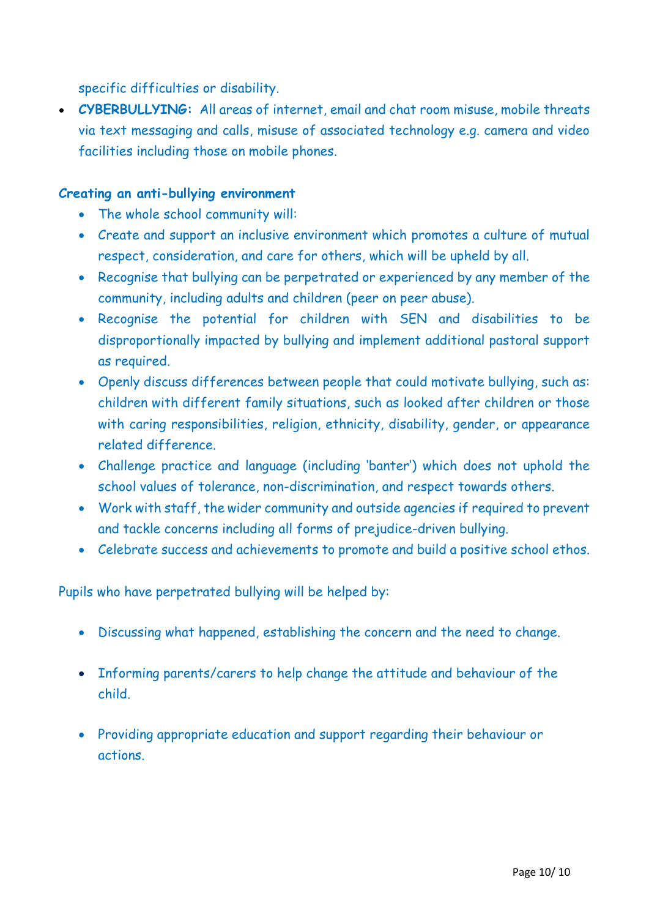specific difficulties or disability.

- **CYBERBULLYING:** All areas of internet, email and chat room misuse, mobile threats via text messaging and calls, misuse of associated technology e.g. camera and video facilities including those on mobile phones.

**Creating an anti-bullying environment**

- The whole school community will:
- Create and support an inclusive environment which promotes a culture of mutual respect, consideration, and care for others, which will be upheld by all.
- Recognise that bullying can be perpetrated or experienced by any member of the community, including adults and children (peer on peer abuse).
- Recognise the potential for children with SEN and disabilities to be disproportionally impacted by bullying and implement additional pastoral support as required.
- Openly discuss differences between people that could motivate bullying, such as: children with different family situations, such as looked after children or those with caring responsibilities, religion, ethnicity, disability, gender, or appearance related difference.
- Challenge practice and language (including 'banter') which does not uphold the school values of tolerance, non-discrimination, and respect towards others.
- Work with staff, the wider community and outside agencies if required to prevent and tackle concerns including all forms of prejudice-driven bullying.
- Celebrate success and achievements to promote and build a positive school ethos.

Pupils who have perpetrated bullying will be helped by:

- Discussing what happened, establishing the concern and the need to change.
- Informing parents/carers to help change the attitude and behaviour of the child.
- Providing appropriate education and support regarding their behaviour or actions.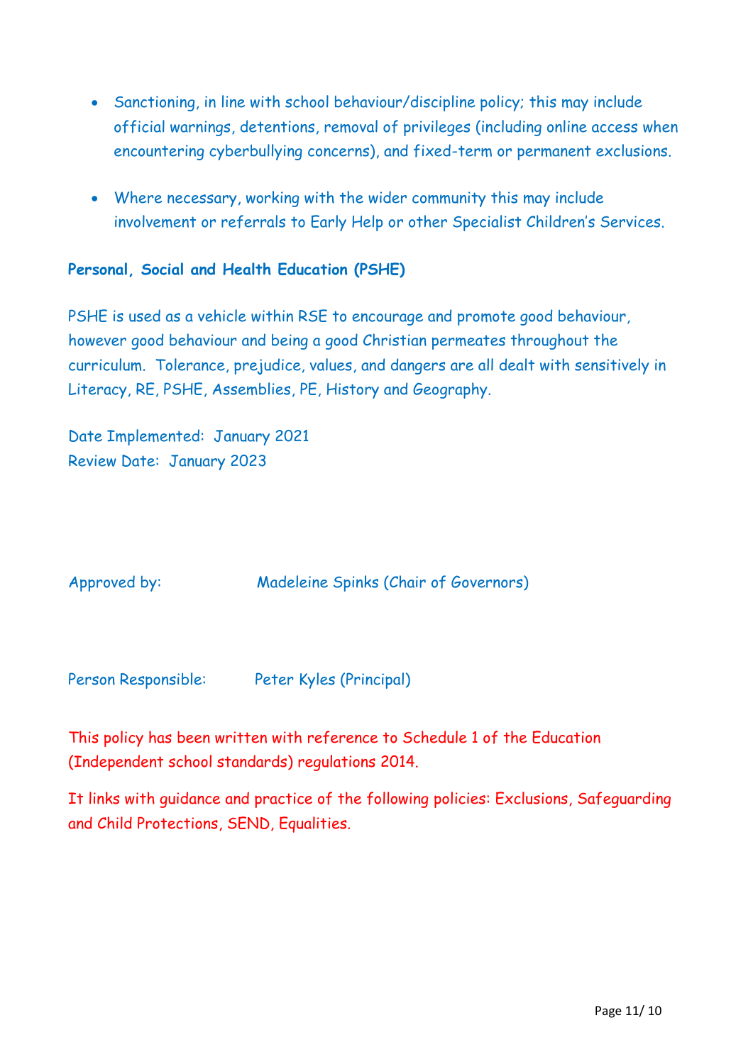- Sanctioning, in line with school behaviour/discipline policy; this may include official warnings, detentions, removal of privileges (including online access when encountering cyberbullying concerns), and fixed-term or permanent exclusions.
- Where necessary, working with the wider community this may include involvement or referrals to Early Help or other Specialist Children's Services.

## Personal, Social and Health Education (PSHE)

PSHE is used as a vehicle within RSE to encourage and promote good behaviour, however good behaviour and being a good Christian permeates throughout the curriculum. Tolerance, prejudice, values, and dangers are all dealt with sensitively in Literacy, RE, PSHE, Assemblies, PE, History and Geography.

Date Implemented: January 2021
Review Date: January 2023

Approved by: Madeleine Spinks (Chair of Governors)

Person Responsible: Peter Kyles (Principal)

This policy has been written with reference to Schedule 1 of the Education (Independent school standards) regulations 2014.

It links with guidance and practice of the following policies: Exclusions, Safeguarding and Child Protections, SEND, Equalities.